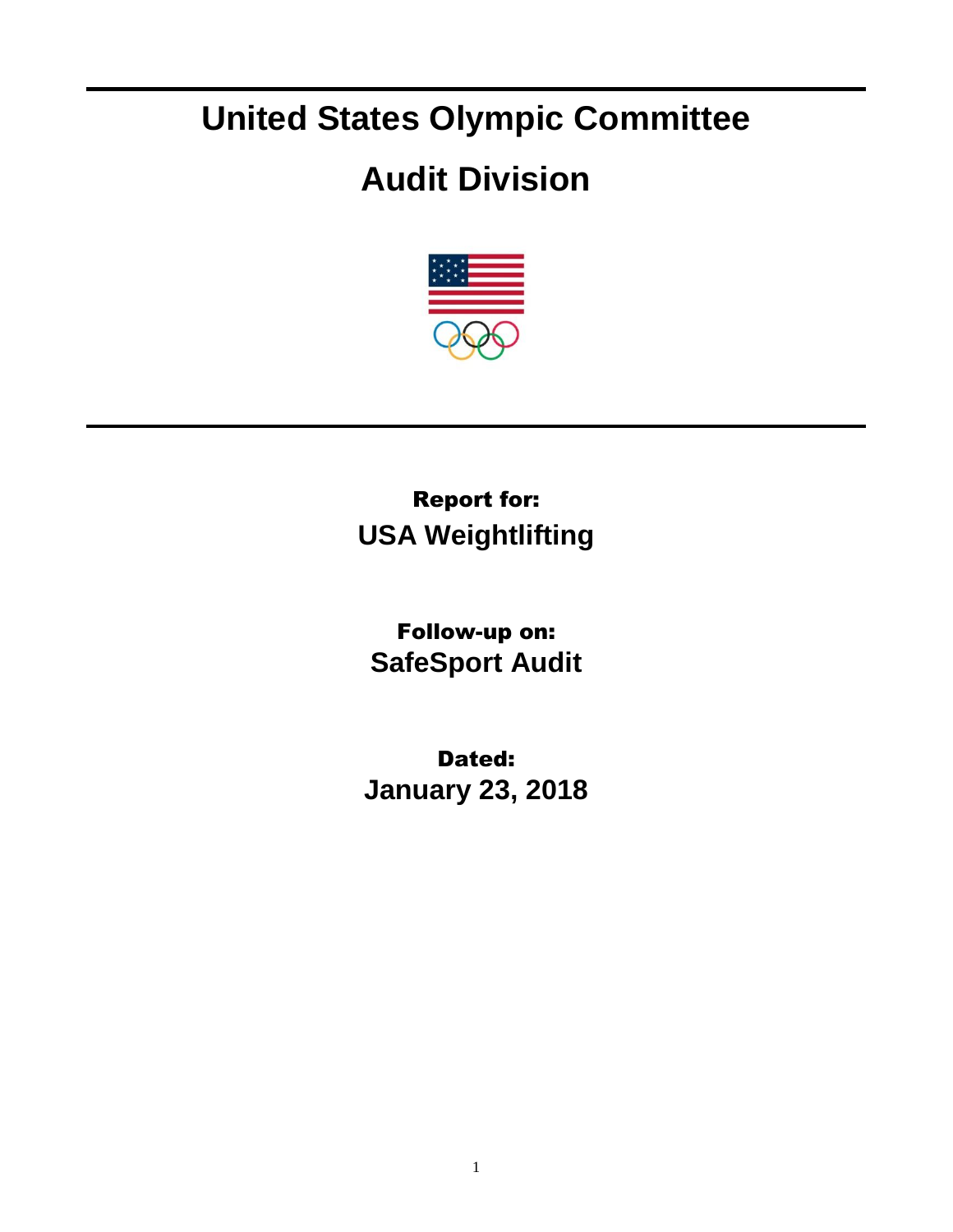# United States Olympic Committee

# Audit Division

**Report for:**

**USA Weightlifting**

**Follow-up on:**

**SafeSport Audit**

**Dated:**

**January 23, 2018**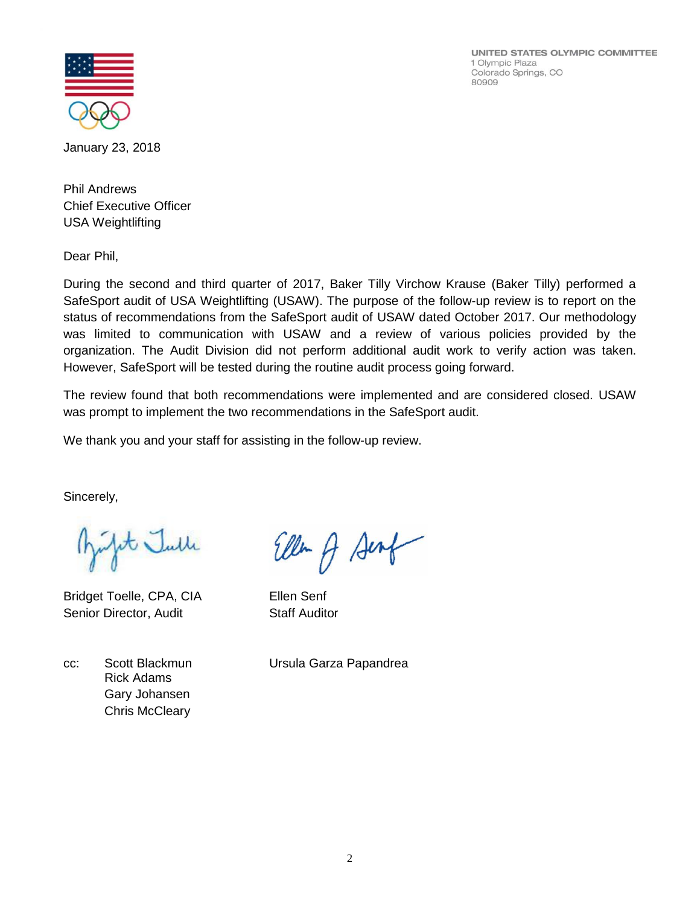UNITED STATES OLYMPIC COMMITTEE
1 Olympic Plaza
Colorado Springs, CO
80909

January 23, 2018

Phil Andrews
Chief Executive Officer
USA Weightlifting

Dear Phil,

During the second and third quarter of 2017, Baker Tilly Virchow Krause (Baker Tilly) performed a SafeSport audit of USA Weightlifting (USAW). The purpose of the follow-up review is to report on the status of recommendations from the SafeSport audit of USAW dated October 2017. Our methodology was limited to communication with USAW and a review of various policies provided by the organization. The Audit Division did not perform additional audit work to verify action was taken. However, SafeSport will be tested during the routine audit process going forward.

The review found that both recommendations were implemented and are considered closed. USAW was prompt to implement the two recommendations in the SafeSport audit.

We thank you and your staff for assisting in the follow-up review.

Sincerely,

Bridget Toelle, CPA, CIA
Senior Director, Audit

Ellen Senf
Staff Auditor

cc: Scott Blackmun
Rick Adams
Gary Johansen
Chris McCleary
Ursula Garza Papandrea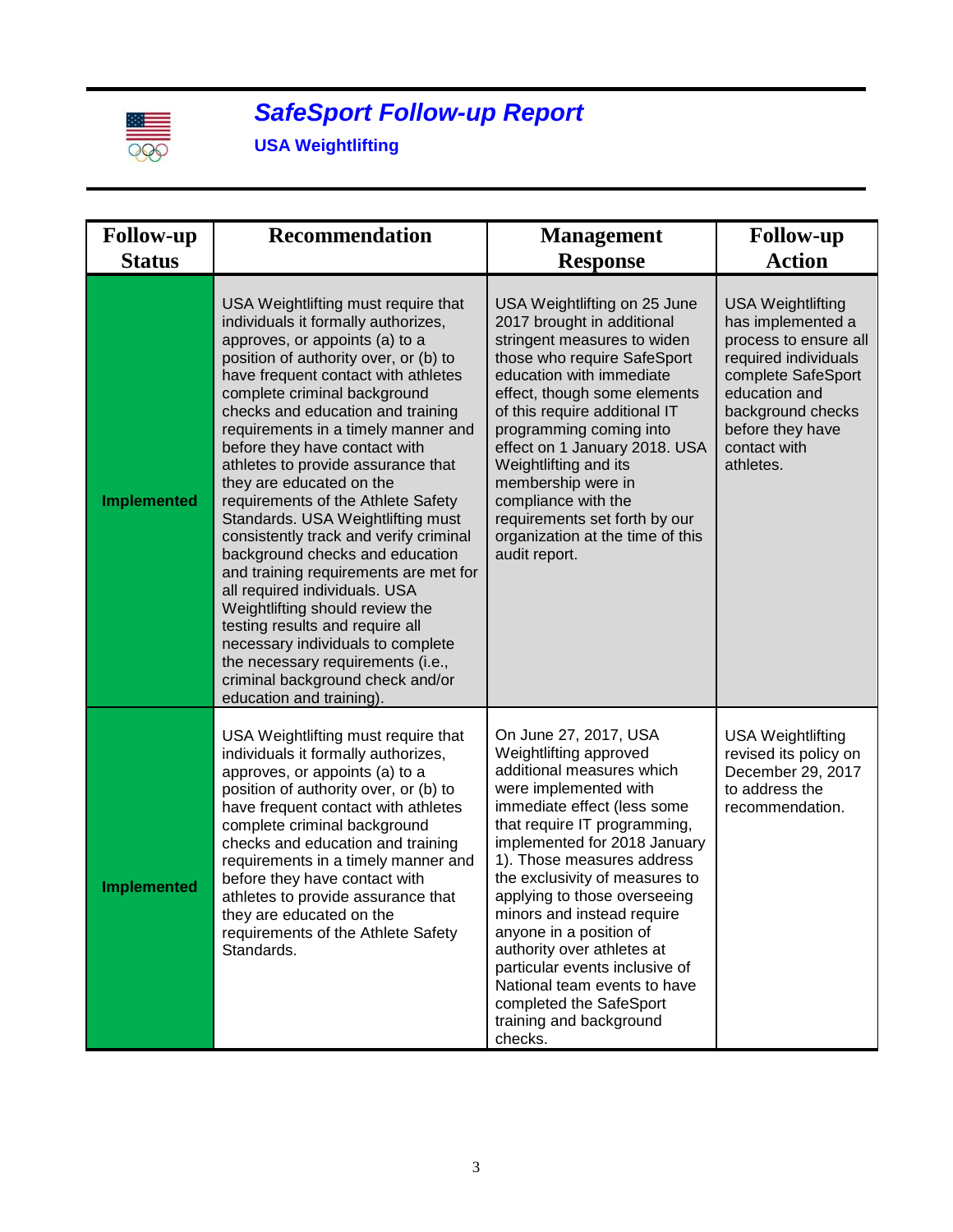# *SafeSport Follow-up Report*

## USA Weightlifting

| Follow-up Status | Recommendation | Management Response | Follow-up Action |
|---|---|---|---|
| **Implemented** | USA Weightlifting must require that individuals it formally authorizes, approves, or appoints (a) to a position of authority over, or (b) to have frequent contact with athletes complete criminal background checks and education and training requirements in a timely manner and before they have contact with athletes to provide assurance that they are educated on the requirements of the Athlete Safety Standards. USA Weightlifting must consistently track and verify criminal background checks and education and training requirements are met for all required individuals. USA Weightlifting should review the testing results and require all necessary individuals to complete the necessary requirements (i.e., criminal background check and/or education and training). | USA Weightlifting on 25 June 2017 brought in additional stringent measures to widen those who require SafeSport education with immediate effect, though some elements of this require additional IT programming coming into effect on 1 January 2018. USA Weightlifting and its membership were in compliance with the requirements set forth by our organization at the time of this audit report. | USA Weightlifting has implemented a process to ensure all required individuals complete SafeSport education and background checks before they have contact with athletes. |
| **Implemented** | USA Weightlifting must require that individuals it formally authorizes, approves, or appoints (a) to a position of authority over, or (b) to have frequent contact with athletes complete criminal background checks and education and training requirements in a timely manner and before they have contact with athletes to provide assurance that they are educated on the requirements of the Athlete Safety Standards. | On June 27, 2017, USA Weightlifting approved additional measures which were implemented with immediate effect (less some that require IT programming, implemented for 2018 January 1). Those measures address the exclusivity of measures to applying to those overseeing minors and instead require anyone in a position of authority over athletes at particular events inclusive of National team events to have completed the SafeSport training and background checks. | USA Weightlifting revised its policy on December 29, 2017 to address the recommendation. |